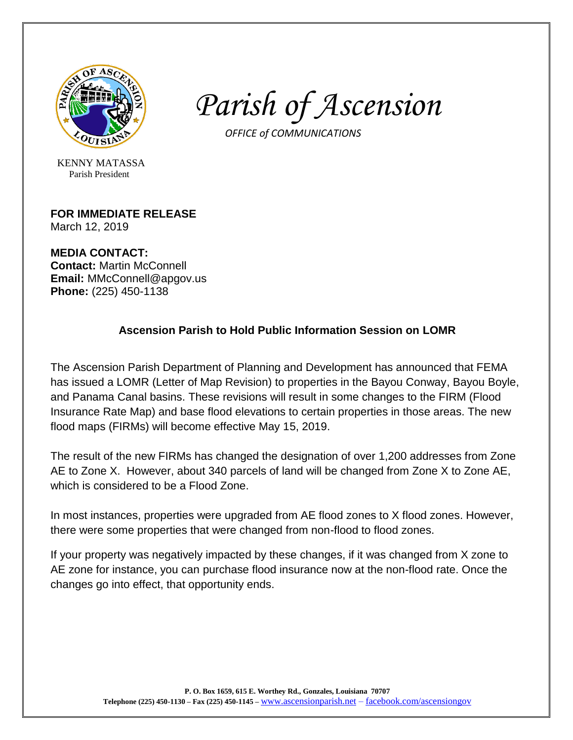# *Parish of Ascension*

*OFFICE of COMMUNICATIONS*

KENNY MATASSA
Parish President

**FOR IMMEDIATE RELEASE**
March 12, 2019

**MEDIA CONTACT:**
**Contact:** Martin McConnell
**Email:** MMcConnell@apgov.us
**Phone:** (225) 450-1138

## Ascension Parish to Hold Public Information Session on LOMR

The Ascension Parish Department of Planning and Development has announced that FEMA has issued a LOMR (Letter of Map Revision) to properties in the Bayou Conway, Bayou Boyle, and Panama Canal basins. These revisions will result in some changes to the FIRM (Flood Insurance Rate Map) and base flood elevations to certain properties in those areas. The new flood maps (FIRMs) will become effective May 15, 2019.

The result of the new FIRMs has changed the designation of over 1,200 addresses from Zone AE to Zone X. However, about 340 parcels of land will be changed from Zone X to Zone AE, which is considered to be a Flood Zone.

In most instances, properties were upgraded from AE flood zones to X flood zones. However, there were some properties that were changed from non-flood to flood zones.

If your property was negatively impacted by these changes, if it was changed from X zone to AE zone for instance, you can purchase flood insurance now at the non-flood rate. Once the changes go into effect, that opportunity ends.

**P. O. Box 1659, 615 E. Worthey Rd., Gonzales, Louisiana 70707**
**Telephone (225) 450-1130 – Fax (225) 450-1145 –** www.ascensionparish.net – facebook.com/ascensiongov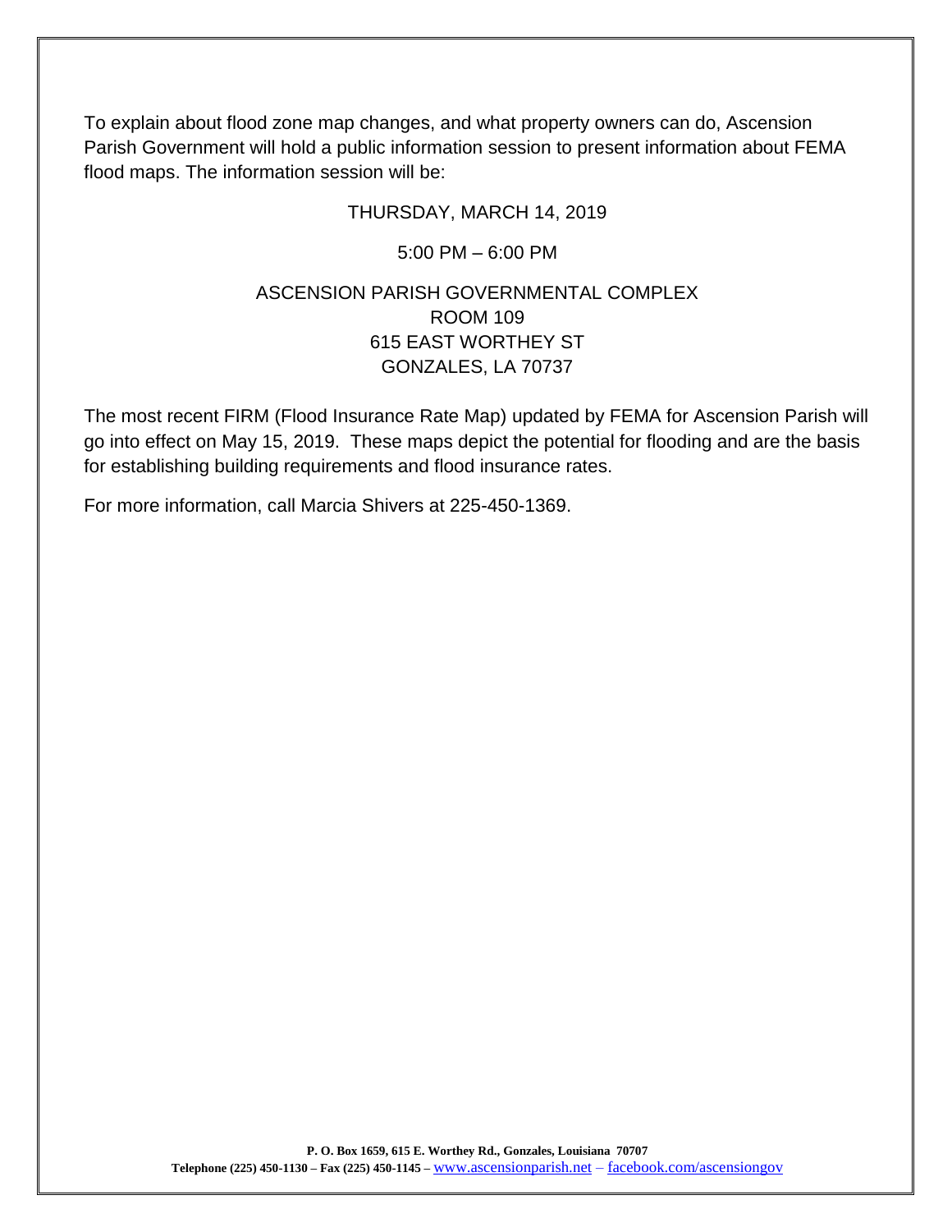To explain about flood zone map changes, and what property owners can do, Ascension Parish Government will hold a public information session to present information about FEMA flood maps. The information session will be:

THURSDAY, MARCH 14, 2019

5:00 PM – 6:00 PM

ASCENSION PARISH GOVERNMENTAL COMPLEX
ROOM 109
615 EAST WORTHEY ST
GONZALES, LA 70737

The most recent FIRM (Flood Insurance Rate Map) updated by FEMA for Ascension Parish will go into effect on May 15, 2019. These maps depict the potential for flooding and are the basis for establishing building requirements and flood insurance rates.

For more information, call Marcia Shivers at 225-450-1369.